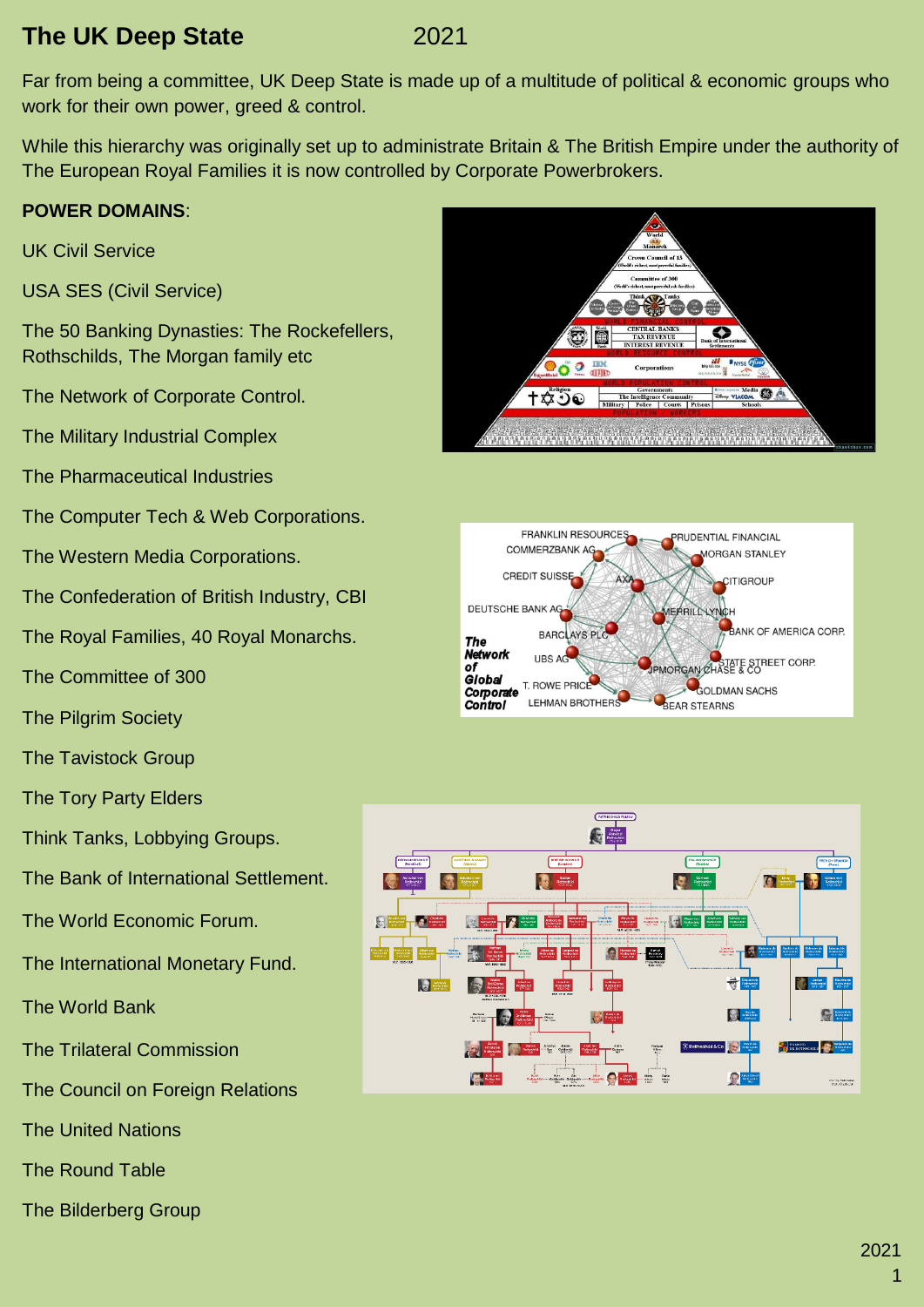# The UK Deep State 2021

Far from being a committee, UK Deep State is made up of a multitude of political & economic groups who work for their own power, greed & control.

While this hierarchy was originally set up to administrate Britain & The British Empire under the authority of The European Royal Families it is now controlled by Corporate Powerbrokers.

**POWER DOMAINS**:

UK Civil Service

USA SES (Civil Service)

The 50 Banking Dynasties: The Rockefellers, Rothschilds, The Morgan family etc

The Network of Corporate Control.

The Military Industrial Complex

The Pharmaceutical Industries

The Computer Tech & Web Corporations.

The Western Media Corporations.

The Confederation of British Industry, CBI

The Royal Families, 40 Royal Monarchs.

The Committee of 300

The Pilgrim Society

The Tavistock Group

The Tory Party Elders

Think Tanks, Lobbying Groups.

The Bank of International Settlement.

The World Economic Forum.

The International Monetary Fund.

The World Bank

The Trilateral Commission

The Council on Foreign Relations

The United Nations

The Round Table

The Bilderberg Group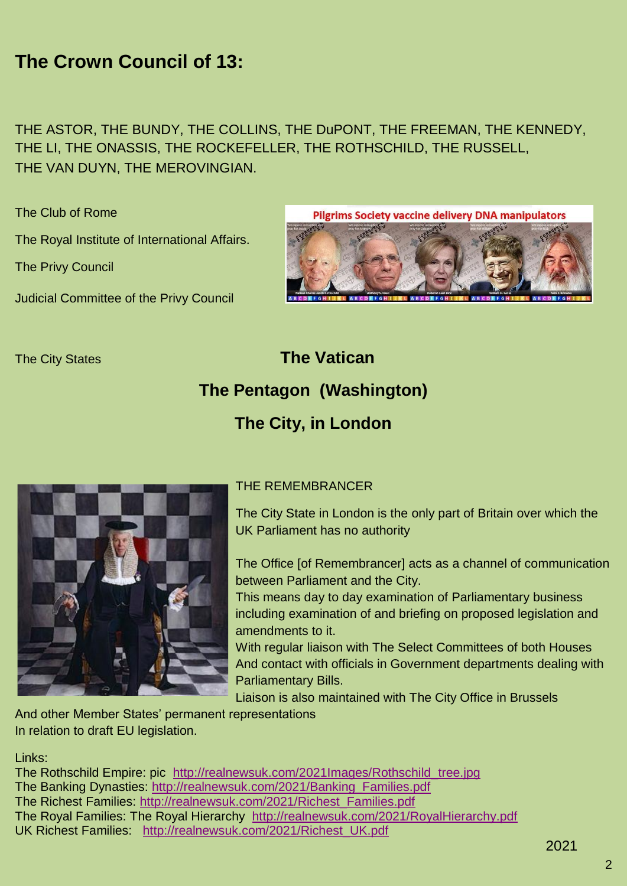# The Crown Council of 13:

THE ASTOR, THE BUNDY, THE COLLINS, THE DuPONT, THE FREEMAN, THE KENNEDY, THE LI, THE ONASSIS, THE ROCKEFELLER, THE ROTHSCHILD, THE RUSSELL, THE VAN DUYN, THE MEROVINGIAN.

The Club of Rome

The Royal Institute of International Affairs.

The Privy Council

Judicial Committee of the Privy Council

The City States

**The Vatican**

**The Pentagon (Washington)**

**The City, in London**

THE REMEMBRANCER

The City State in London is the only part of Britain over which the UK Parliament has no authority

The Office [of Remembrancer] acts as a channel of communication between Parliament and the City.
This means day to day examination of Parliamentary business including examination of and briefing on proposed legislation and amendments to it.
With regular liaison with The Select Committees of both Houses
And contact with officials in Government departments dealing with Parliamentary Bills.
Liaison is also maintained with The City Office in Brussels
And other Member States' permanent representations
In relation to draft EU legislation.

Links:
The Rothschild Empire: pic http://realnewsuk.com/2021Images/Rothschild_tree.jpg
The Banking Dynasties: http://realnewsuk.com/2021/Banking_Families.pdf
The Richest Families: http://realnewsuk.com/2021/Richest_Families.pdf
The Royal Families: The Royal Hierarchy http://realnewsuk.com/2021/RoyalHierarchy.pdf
UK Richest Families: http://realnewsuk.com/2021/Richest_UK.pdf

2021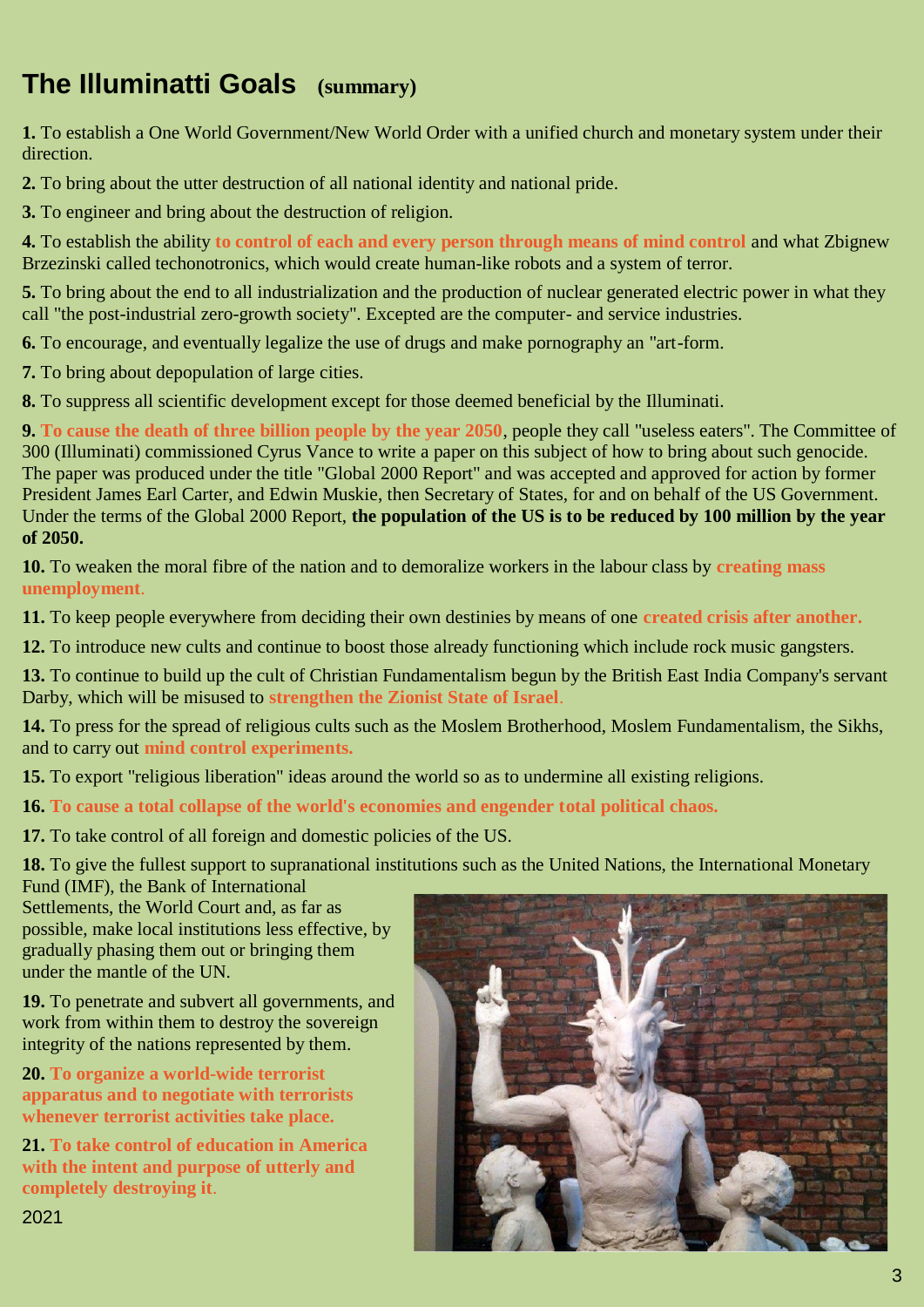# The Illuminatti Goals (summary)

**1.** To establish a One World Government/New World Order with a unified church and monetary system under their direction.

**2.** To bring about the utter destruction of all national identity and national pride.

**3.** To engineer and bring about the destruction of religion.

**4.** To establish the ability **to control of each and every person through means of mind control** and what Zbigniew Brzezinski called techonotronics, which would create human-like robots and a system of terror.

**5.** To bring about the end to all industrialization and the production of nuclear generated electric power in what they call "the post-industrial zero-growth society". Excepted are the computer- and service industries.

**6.** To encourage, and eventually legalize the use of drugs and make pornography an "art-form.

**7.** To bring about depopulation of large cities.

**8.** To suppress all scientific development except for those deemed beneficial by the Illuminati.

**9.** **To cause the death of three billion people by the year 2050**, people they call "useless eaters". The Committee of 300 (Illuminati) commissioned Cyrus Vance to write a paper on this subject of how to bring about such genocide. The paper was produced under the title "Global 2000 Report" and was accepted and approved for action by former President James Earl Carter, and Edwin Muskie, then Secretary of States, for and on behalf of the US Government. Under the terms of the Global 2000 Report, **the population of the US is to be reduced by 100 million by the year of 2050.**

**10.** To weaken the moral fibre of the nation and to demoralize workers in the labour class by **creating mass unemployment**.

**11.** To keep people everywhere from deciding their own destinies by means of one **created crisis after another.**

**12.** To introduce new cults and continue to boost those already functioning which include rock music gangsters.

**13.** To continue to build up the cult of Christian Fundamentalism begun by the British East India Company's servant Darby, which will be misused to **strengthen the Zionist State of Israel**.

**14.** To press for the spread of religious cults such as the Moslem Brotherhood, Moslem Fundamentalism, the Sikhs, and to carry out **mind control experiments.**

**15.** To export "religious liberation" ideas around the world so as to undermine all existing religions.

**16.** **To cause a total collapse of the world's economies and engender total political chaos.**

**17.** To take control of all foreign and domestic policies of the US.

**18.** To give the fullest support to supranational institutions such as the United Nations, the International Monetary Fund (IMF), the Bank of International Settlements, the World Court and, as far as possible, make local institutions less effective, by gradually phasing them out or bringing them under the mantle of the UN.

**19.** To penetrate and subvert all governments, and work from within them to destroy the sovereign integrity of the nations represented by them.

**20.** **To organize a world-wide terrorist apparatus and to negotiate with terrorists whenever terrorist activities take place.**

**21.** **To take control of education in America with the intent and purpose of utterly and completely destroying it**.

2021